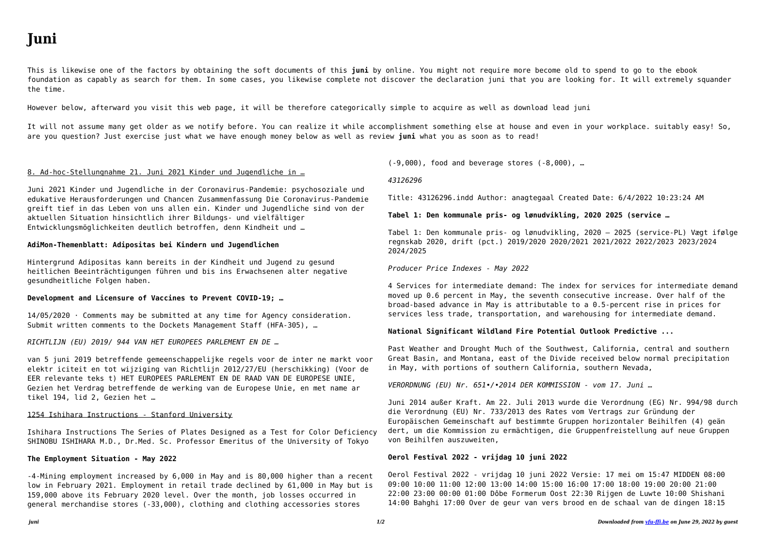# Juni

This is likewise one of the factors by obtaining the soft documents of this **juni** by online. You might not require more become old to spend to go to the ebook foundation as capably as search for them. In some cases, you likewise complete not discover the declaration juni that you are looking for. It will extremely squander the time.

However below, afterward you visit this web page, it will be therefore categorically simple to acquire as well as download lead juni

It will not assume many get older as we notify before. You can realize it while accomplishment something else at house and even in your workplace. suitably easy! So, are you question? Just exercise just what we have enough money below as well as review **juni** what you as soon as to read!

8. Ad-hoc-Stellungnahme 21. Juni 2021 Kinder und Jugendliche in …

Juni 2021 Kinder und Jugendliche in der Coronavirus-Pandemie: psychosoziale und edukative Herausforderungen und Chancen Zusammenfassung Die Coronavirus-Pandemie greift tief in das Leben von uns allen ein. Kinder und Jugendliche sind von der aktuellen Situation hinsichtlich ihrer Bildungs- und vielfältiger Entwicklungsmöglichkeiten deutlich betroffen, denn Kindheit und …

**AdiMon-Themenblatt: Adipositas bei Kindern und Jugendlichen**

Hintergrund Adipositas kann bereits in der Kindheit und Jugend zu gesund heitlichen Beeinträchtigungen führen und bis ins Erwachsenen alter negative gesundheitliche Folgen haben.

**Development and Licensure of Vaccines to Prevent COVID-19; …**

14/05/2020 · Comments may be submitted at any time for Agency consideration. Submit written comments to the Dockets Management Staff (HFA-305), …

*RICHTLIJN (EU) 2019/ 944 VAN HET EUROPEES PARLEMENT EN DE …*

van 5 juni 2019 betreffende gemeenschappelijke regels voor de inter ne markt voor elektr iciteit en tot wijziging van Richtlijn 2012/27/EU (herschikking) (Voor de EER relevante teks t) HET EUROPEES PARLEMENT EN DE RAAD VAN DE EUROPESE UNIE, Gezien het Verdrag betreffende de werking van de Europese Unie, en met name ar tikel 194, lid 2, Gezien het …

1254 Ishihara Instructions - Stanford University

Ishihara Instructions The Series of Plates Designed as a Test for Color Deficiency SHINOBU ISHIHARA M.D., Dr.Med. Sc. Professor Emeritus of the University of Tokyo

**The Employment Situation - May 2022**

-4-Mining employment increased by 6,000 in May and is 80,000 higher than a recent low in February 2021. Employment in retail trade declined by 61,000 in May but is 159,000 above its February 2020 level. Over the month, job losses occurred in general merchandise stores (-33,000), clothing and clothing accessories stores (-9,000), food and beverage stores (-8,000), …

*43126296*

Title: 43126296.indd Author: anagtegaal Created Date: 6/4/2022 10:23:24 AM

**Tabel 1: Den kommunale pris- og lønudvikling, 2020 2025 (service …**

Tabel 1: Den kommunale pris- og lønudvikling, 2020 – 2025 (service-PL) Vægt ifølge regnskab 2020, drift (pct.) 2019/2020 2020/2021 2021/2022 2022/2023 2023/2024 2024/2025

*Producer Price Indexes - May 2022*

4 Services for intermediate demand: The index for services for intermediate demand moved up 0.6 percent in May, the seventh consecutive increase. Over half of the broad-based advance in May is attributable to a 0.5-percent rise in prices for services less trade, transportation, and warehousing for intermediate demand.

**National Significant Wildland Fire Potential Outlook Predictive ...**

Past Weather and Drought Much of the Southwest, California, central and southern Great Basin, and Montana, east of the Divide received below normal precipitation in May, with portions of southern California, southern Nevada,

*VERORDNUNG (EU) Nr. 651•/•2014 DER KOMMISSION - vom 17. Juni …*

Juni 2014 außer Kraft. Am 22. Juli 2013 wurde die Verordnung (EG) Nr. 994/98 durch die Verordnung (EU) Nr. 733/2013 des Rates vom Vertrags zur Gründung der Europäischen Gemeinschaft auf bestimmte Gruppen horizontaler Beihilfen (4) geän dert, um die Kommission zu ermächtigen, die Gruppenfreistellung auf neue Gruppen von Beihilfen auszuweiten,

**Oerol Festival 2022 - vrijdag 10 juni 2022**

Oerol Festival 2022 - vrijdag 10 juni 2022 Versie: 17 mei om 15:47 MIDDEN 08:00 09:00 10:00 11:00 12:00 13:00 14:00 15:00 16:00 17:00 18:00 19:00 20:00 21:00 22:00 23:00 00:00 01:00 Dôbe Formerum Oost 22:30 Rijgen de Luwte 10:00 Shishani 14:00 Bahghi 17:00 Over de geur van vers brood en de schaal van de dingen 18:15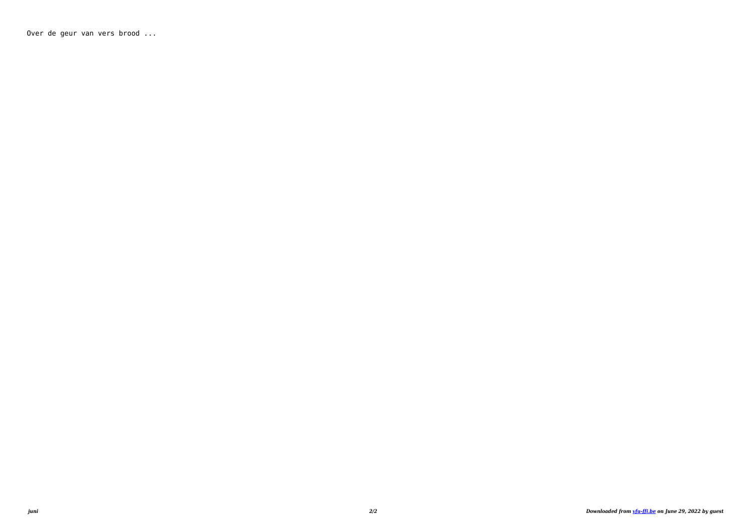Over de geur van vers brood ...